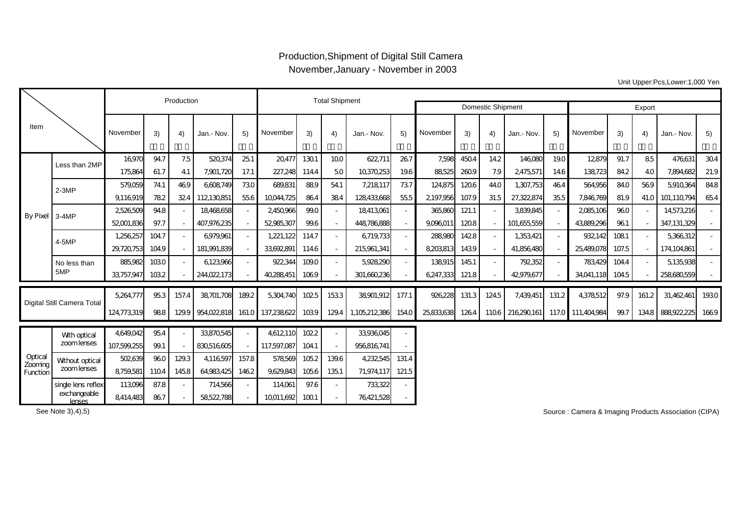# Production,Shipment of Digital Still Camera
## November,January - November in 2003

Unit Upper:Pcs,Lower:1,000 Yen

| Item | | Production | | | | | Total Shipment | | | | | Domestic Shipment | | | | | Export | | | | |
|---|---|---|---|---|---|---|---|---|---|---|---|---|---|---|---|---|---|---|---|---|---|
| | | November | 3) | 4) | Jan.- Nov. | 5) | November | 3) | 4) | Jan.- Nov. | 5) | November | 3) | 4) | Jan.- Nov. | 5) | November | 3) | 4) | Jan.- Nov. | 5) |
| By Pixel | Less than 2MP | 16,970 | 94.7 | 7.5 | 520,374 | 25.1 | 20,477 | 130.1 | 10.0 | 622,711 | 26.7 | 7,598 | 450.4 | 14.2 | 146,080 | 19.0 | 12,879 | 91.7 | 8.5 | 476,631 | 30.4 |
| | | 175,864 | 61.7 | 4.1 | 7,901,720 | 17.1 | 227,248 | 114.4 | 5.0 | 10,370,253 | 19.6 | 88,525 | 260.9 | 7.9 | 2,475,571 | 14.6 | 138,723 | 84.2 | 4.0 | 7,894,682 | 21.9 |
| | 2-3MP | 579,059 | 74.1 | 46.9 | 6,608,749 | 73.0 | 689,831 | 88.9 | 54.1 | 7,218,117 | 73.7 | 124,875 | 120.6 | 44.0 | 1,307,753 | 46.4 | 564,956 | 84.0 | 56.9 | 5,910,364 | 84.8 |
| | | 9,116,919 | 78.2 | 32.4 | 112,130,851 | 55.6 | 10,044,725 | 86.4 | 38.4 | 128,433,668 | 55.5 | 2,197,956 | 107.9 | 31.5 | 27,322,874 | 35.5 | 7,846,769 | 81.9 | 41.0 | 101,110,794 | 65.4 |
| | 3-4MP | 2,526,509 | 94.8 | - | 18,468,658 | - | 2,450,966 | 99.0 | - | 18,413,061 | - | 365,860 | 121.1 | - | 3,839,845 | - | 2,085,106 | 96.0 | - | 14,573,216 | - |
| | | 52,001,836 | 97.7 | - | 407,976,235 | - | 52,985,307 | 99.6 | - | 448,786,888 | - | 9,096,011 | 120.8 | - | 101,655,559 | - | 43,889,296 | 96.1 | - | 347,131,329 | - |
| | 4-5MP | 1,256,257 | 104.7 | - | 6,979,961 | - | 1,221,122 | 114.7 | - | 6,719,733 | - | 288,980 | 142.8 | - | 1,353,421 | - | 932,142 | 108.1 | - | 5,366,312 | - |
| | | 29,720,753 | 104.9 | - | 181,991,839 | - | 33,692,891 | 114.6 | - | 215,961,341 | - | 8,203,813 | 143.9 | - | 41,856,480 | - | 25,489,078 | 107.5 | - | 174,104,861 | - |
| | No less than 5MP | 885,982 | 103.0 | - | 6,123,966 | - | 922,344 | 109.0 | - | 5,928,290 | - | 138,915 | 145.1 | - | 792,352 | - | 783,429 | 104.4 | - | 5,135,938 | - |
| | | 33,757,947 | 103.2 | - | 244,022,173 | - | 40,288,451 | 106.9 | - | 301,660,236 | - | 6,247,333 | 121.8 | - | 42,979,677 | - | 34,041,118 | 104.5 | - | 258,680,559 | - |
| Digital Still Camera Total | | 5,264,777 | 95.3 | 157.4 | 38,701,708 | 189.2 | 5,304,740 | 102.5 | 153.3 | 38,901,912 | 177.1 | 926,228 | 131.3 | 124.5 | 7,439,451 | 131.2 | 4,378,512 | 97.9 | 161.2 | 31,462,461 | 193.0 |
| | | 124,773,319 | 98.8 | 129.9 | 954,022,818 | 161.0 | 137,238,622 | 103.9 | 129.4 | 1,105,212,386 | 154.0 | 25,833,638 | 126.4 | 110.6 | 216,290,161 | 117.0 | 111,404,984 | 99.7 | 134.8 | 888,922,225 | 166.9 |
| Optical Zooming Function | With optical zoom lenses | 4,649,042 | 95.4 | - | 33,870,545 | - | 4,612,110 | 102.2 | - | 33,936,045 | - | | | | | | | | | | |
| | | 107,599,255 | 99.1 | - | 830,516,605 | - | 117,597,087 | 104.1 | - | 956,816,741 | - | | | | | | | | | | |
| | Without optical zoom lenses | 502,639 | 96.0 | 129.3 | 4,116,597 | 157.8 | 578,569 | 105.2 | 139.6 | 4,232,545 | 131.4 | | | | | | | | | | |
| | | 8,759,581 | 110.4 | 145.8 | 64,983,425 | 146.2 | 9,629,843 | 105.6 | 135.1 | 71,974,117 | 121.5 | | | | | | | | | | |
| | single lens reflex exchangeable lenses | 113,096 | 87.8 | - | 714,566 | - | 114,061 | 97.6 | - | 733,322 | - | | | | | | | | | | |
| | | 8,414,483 | 86.7 | - | 58,522,788 | - | 10,011,692 | 100.1 | - | 76,421,528 | - | | | | | | | | | | |

See Note 3),4),5)

Source : Camera & Imaging Products Association (CIPA)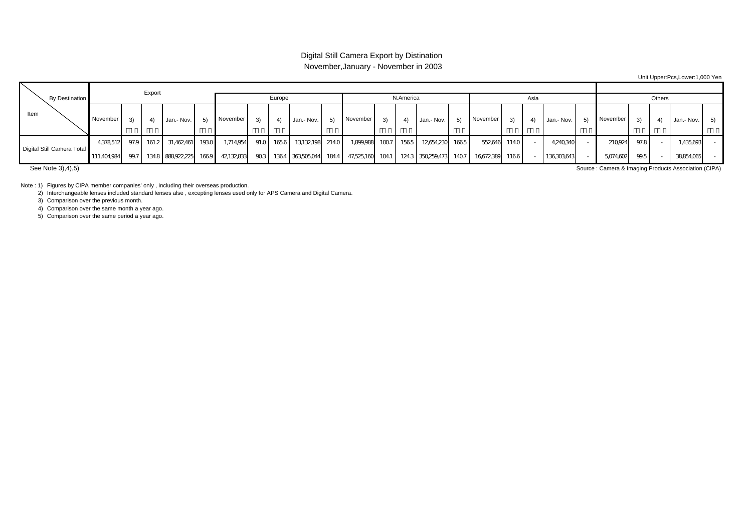# Digital Still Camera Export by Distination

November,January - November in 2003

Unit Upper:Pcs,Lower:1,000 Yen

| By Destination / Item | Export | | | | | Europe | | | | | N.America | | | | | Asia | | | | | Others | | | | |
|---|---|---|---|---|---|---|---|---|---|---|---|---|---|---|---|---|---|---|---|---|---|---|---|---|---|
| | November | 3) | 4) | Jan.- Nov. | 5) | November | 3) | 4) | Jan.- Nov. | 5) | November | 3) | 4) | Jan.- Nov. | 5) | November | 3) | 4) | Jan.- Nov. | 5) | November | 3) | 4) | Jan.- Nov. | 5) |
| Digital Still Camera Total | 4,378,512 | 97.9 | 161.2 | 31,462,461 | 193.0 | 1,714,954 | 91.0 | 165.6 | 13,132,198 | 214.0 | 1,899,988 | 100.7 | 156.5 | 12,654,230 | 166.5 | 552,646 | 114.0 | - | 4,240,340 | - | 210,924 | 97.8 | - | 1,435,693 | - |
| | 111,404,984 | 99.7 | 134.8 | 888,922,225 | 166.9 | 42,132,833 | 90.3 | 136.4 | 363,505,044 | 184.4 | 47,525,160 | 104.1 | 124.3 | 350,259,473 | 140.7 | 16,672,389 | 116.6 | - | 136,303,643 | - | 5,074,602 | 99.5 | - | 38,854,065 | - |

See Note 3),4),5)

Source : Camera & Imaging Products Association (CIPA)

Note :
1) Figures by CIPA member companies' only , including their overseas production.
2) Interchangeable lenses included standard lenses alse , excepting lenses used only for APS Camera and Digital Camera.
3) Comparison over the previous month.
4) Comparison over the same month a year ago.
5) Comparison over the same period a year ago.